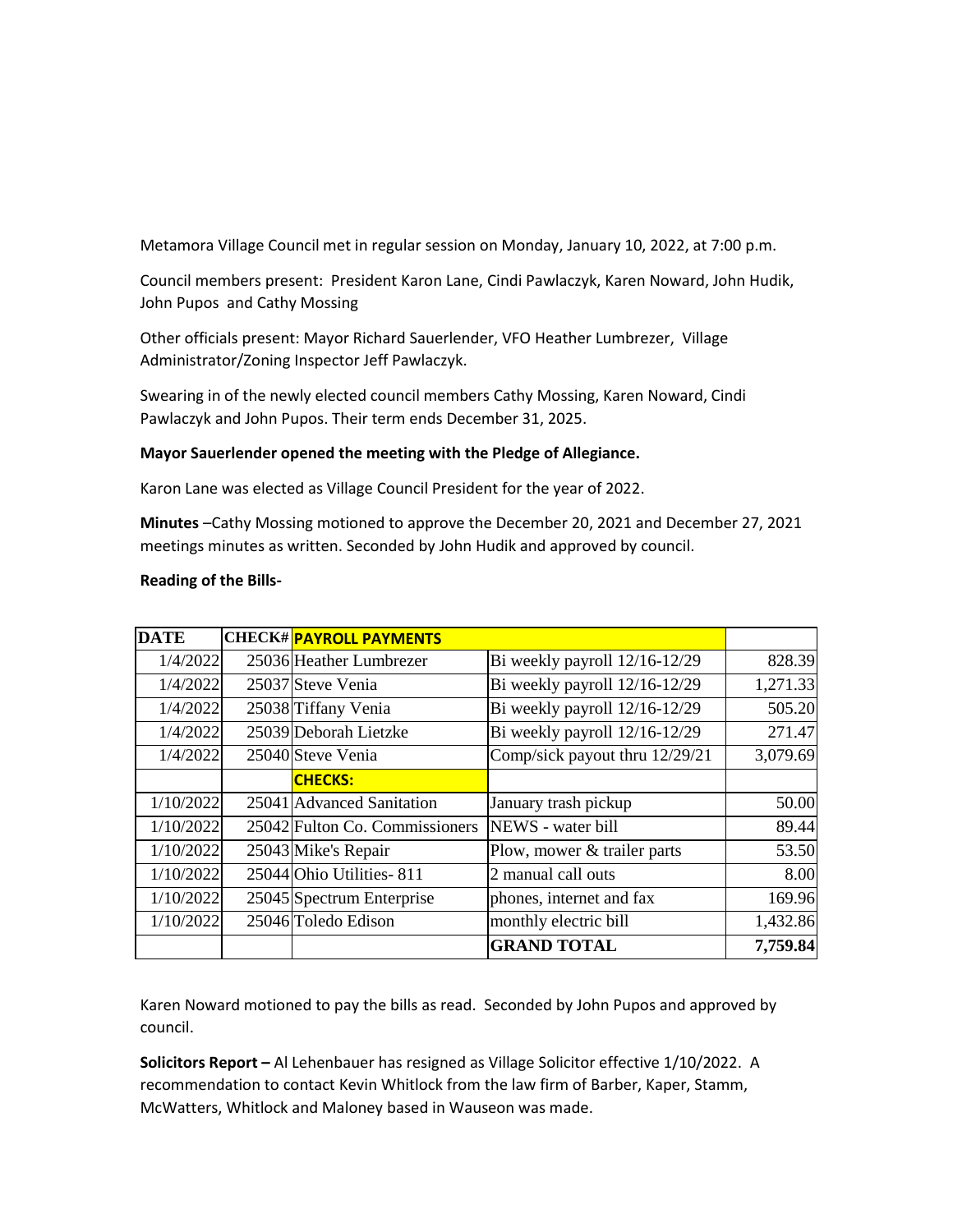Metamora Village Council met in regular session on Monday, January 10, 2022, at 7:00 p.m.

Council members present: President Karon Lane, Cindi Pawlaczyk, Karen Noward, John Hudik, John Pupos and Cathy Mossing

Other officials present: Mayor Richard Sauerlender, VFO Heather Lumbrezer, Village Administrator/Zoning Inspector Jeff Pawlaczyk.

Swearing in of the newly elected council members Cathy Mossing, Karen Noward, Cindi Pawlaczyk and John Pupos. Their term ends December 31, 2025.

**Mayor Sauerlender opened the meeting with the Pledge of Allegiance.**

Karon Lane was elected as Village Council President for the year of 2022.

**Minutes** –Cathy Mossing motioned to approve the December 20, 2021 and December 27, 2021 meetings minutes as written. Seconded by John Hudik and approved by council.

**Reading of the Bills-**

| DATE | CHECK# | PAYROLL PAYMENTS | | |
|---|---|---|---|---|
| 1/4/2022 | 25036 | Heather Lumbrezer | Bi weekly payroll 12/16-12/29 | 828.39 |
| 1/4/2022 | 25037 | Steve Venia | Bi weekly payroll 12/16-12/29 | 1,271.33 |
| 1/4/2022 | 25038 | Tiffany Venia | Bi weekly payroll 12/16-12/29 | 505.20 |
| 1/4/2022 | 25039 | Deborah Lietzke | Bi weekly payroll 12/16-12/29 | 271.47 |
| 1/4/2022 | 25040 | Steve Venia | Comp/sick payout thru 12/29/21 | 3,079.69 |
| | | **CHECKS:** | | |
| 1/10/2022 | 25041 | Advanced Sanitation | January trash pickup | 50.00 |
| 1/10/2022 | 25042 | Fulton Co. Commissioners | NEWS - water bill | 89.44 |
| 1/10/2022 | 25043 | Mike's Repair | Plow, mower & trailer parts | 53.50 |
| 1/10/2022 | 25044 | Ohio Utilities- 811 | 2 manual call outs | 8.00 |
| 1/10/2022 | 25045 | Spectrum Enterprise | phones, internet and fax | 169.96 |
| 1/10/2022 | 25046 | Toledo Edison | monthly electric bill | 1,432.86 |
| | | | **GRAND TOTAL** | **7,759.84** |

Karen Noward motioned to pay the bills as read. Seconded by John Pupos and approved by council.

**Solicitors Report –** Al Lehenbauer has resigned as Village Solicitor effective 1/10/2022. A recommendation to contact Kevin Whitlock from the law firm of Barber, Kaper, Stamm, McWatters, Whitlock and Maloney based in Wauseon was made.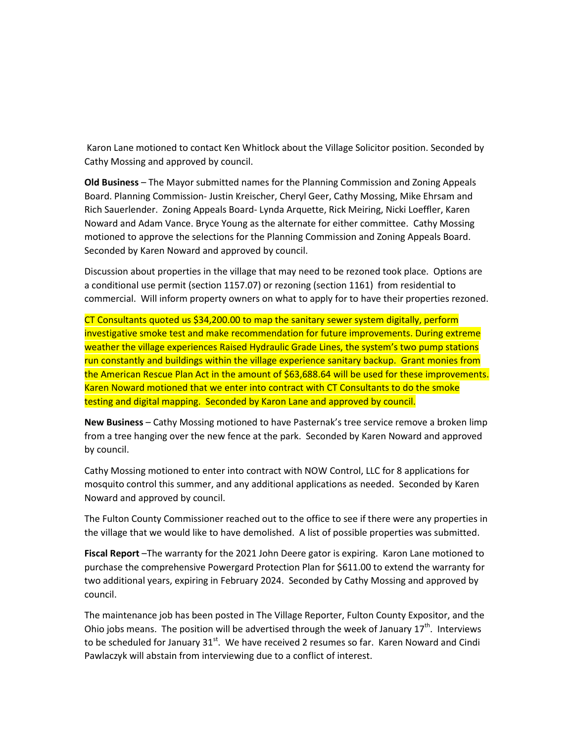Karon Lane motioned to contact Ken Whitlock about the Village Solicitor position. Seconded by Cathy Mossing and approved by council.

**Old Business** – The Mayor submitted names for the Planning Commission and Zoning Appeals Board. Planning Commission- Justin Kreischer, Cheryl Geer, Cathy Mossing, Mike Ehrsam and Rich Sauerlender. Zoning Appeals Board- Lynda Arquette, Rick Meiring, Nicki Loeffler, Karen Noward and Adam Vance. Bryce Young as the alternate for either committee. Cathy Mossing motioned to approve the selections for the Planning Commission and Zoning Appeals Board. Seconded by Karen Noward and approved by council.

Discussion about properties in the village that may need to be rezoned took place. Options are a conditional use permit (section 1157.07) or rezoning (section 1161) from residential to commercial. Will inform property owners on what to apply for to have their properties rezoned.

CT Consultants quoted us $34,200.00 to map the sanitary sewer system digitally, perform investigative smoke test and make recommendation for future improvements. During extreme weather the village experiences Raised Hydraulic Grade Lines, the system's two pump stations run constantly and buildings within the village experience sanitary backup. Grant monies from the American Rescue Plan Act in the amount of $63,688.64 will be used for these improvements. Karen Noward motioned that we enter into contract with CT Consultants to do the smoke testing and digital mapping. Seconded by Karon Lane and approved by council.

**New Business** – Cathy Mossing motioned to have Pasternak's tree service remove a broken limp from a tree hanging over the new fence at the park. Seconded by Karen Noward and approved by council.

Cathy Mossing motioned to enter into contract with NOW Control, LLC for 8 applications for mosquito control this summer, and any additional applications as needed. Seconded by Karen Noward and approved by council.

The Fulton County Commissioner reached out to the office to see if there were any properties in the village that we would like to have demolished. A list of possible properties was submitted.

**Fiscal Report** –The warranty for the 2021 John Deere gator is expiring. Karon Lane motioned to purchase the comprehensive Powergard Protection Plan for $611.00 to extend the warranty for two additional years, expiring in February 2024. Seconded by Cathy Mossing and approved by council.

The maintenance job has been posted in The Village Reporter, Fulton County Expositor, and the Ohio jobs means. The position will be advertised through the week of January 17th. Interviews to be scheduled for January 31st. We have received 2 resumes so far. Karen Noward and Cindi Pawlaczyk will abstain from interviewing due to a conflict of interest.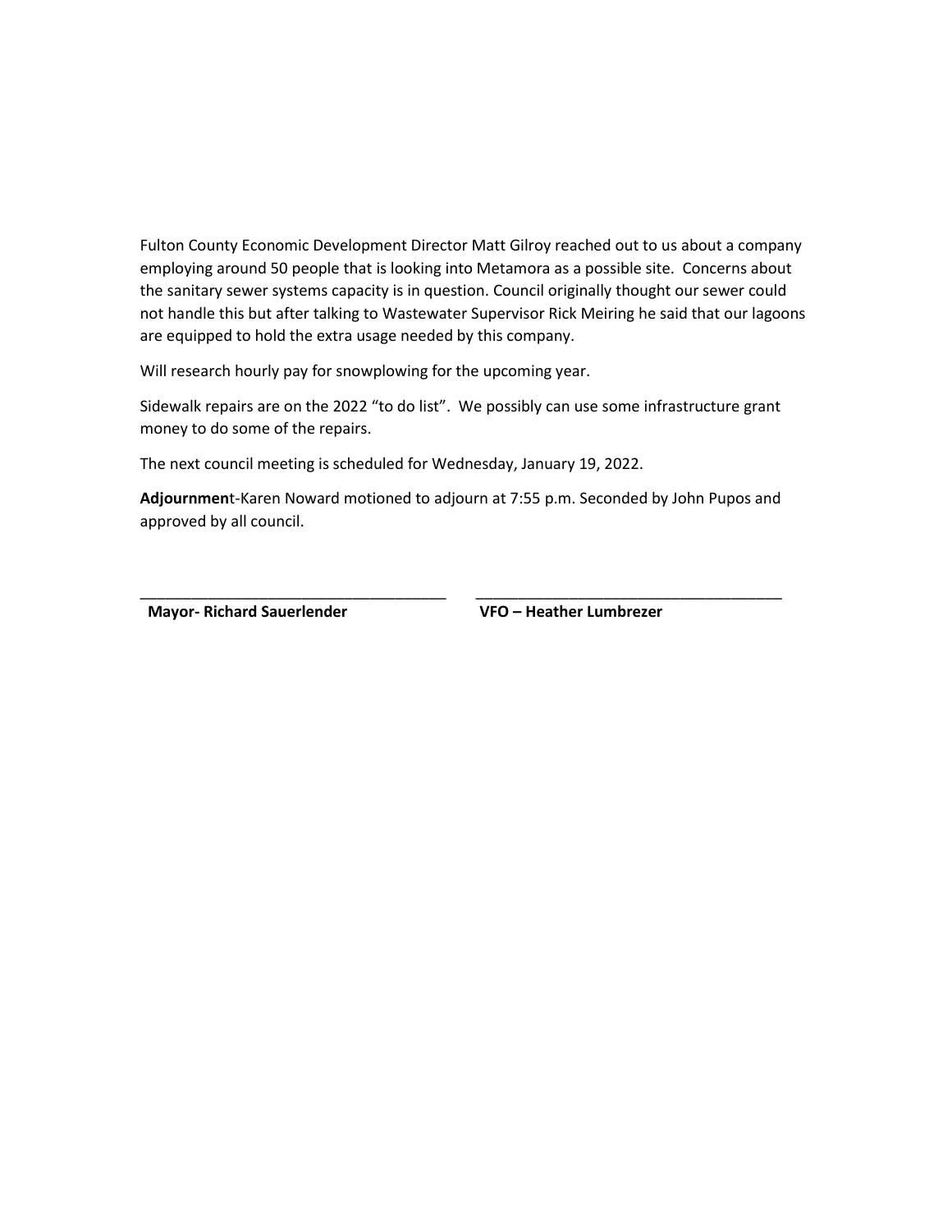Fulton County Economic Development Director Matt Gilroy reached out to us about a company employing around 50 people that is looking into Metamora as a possible site. Concerns about the sanitary sewer systems capacity is in question. Council originally thought our sewer could not handle this but after talking to Wastewater Supervisor Rick Meiring he said that our lagoons are equipped to hold the extra usage needed by this company.

Will research hourly pay for snowplowing for the upcoming year.

Sidewalk repairs are on the 2022 "to do list". We possibly can use some infrastructure grant money to do some of the repairs.

The next council meeting is scheduled for Wednesday, January 19, 2022.

**Adjournmen**t-Karen Noward motioned to adjourn at 7:55 p.m. Seconded by John Pupos and approved by all council.

| | |
|---|---|
| ____________________________________ | ____________________________________ |
| **Mayor- Richard Sauerlender** | **VFO – Heather Lumbrezer** |